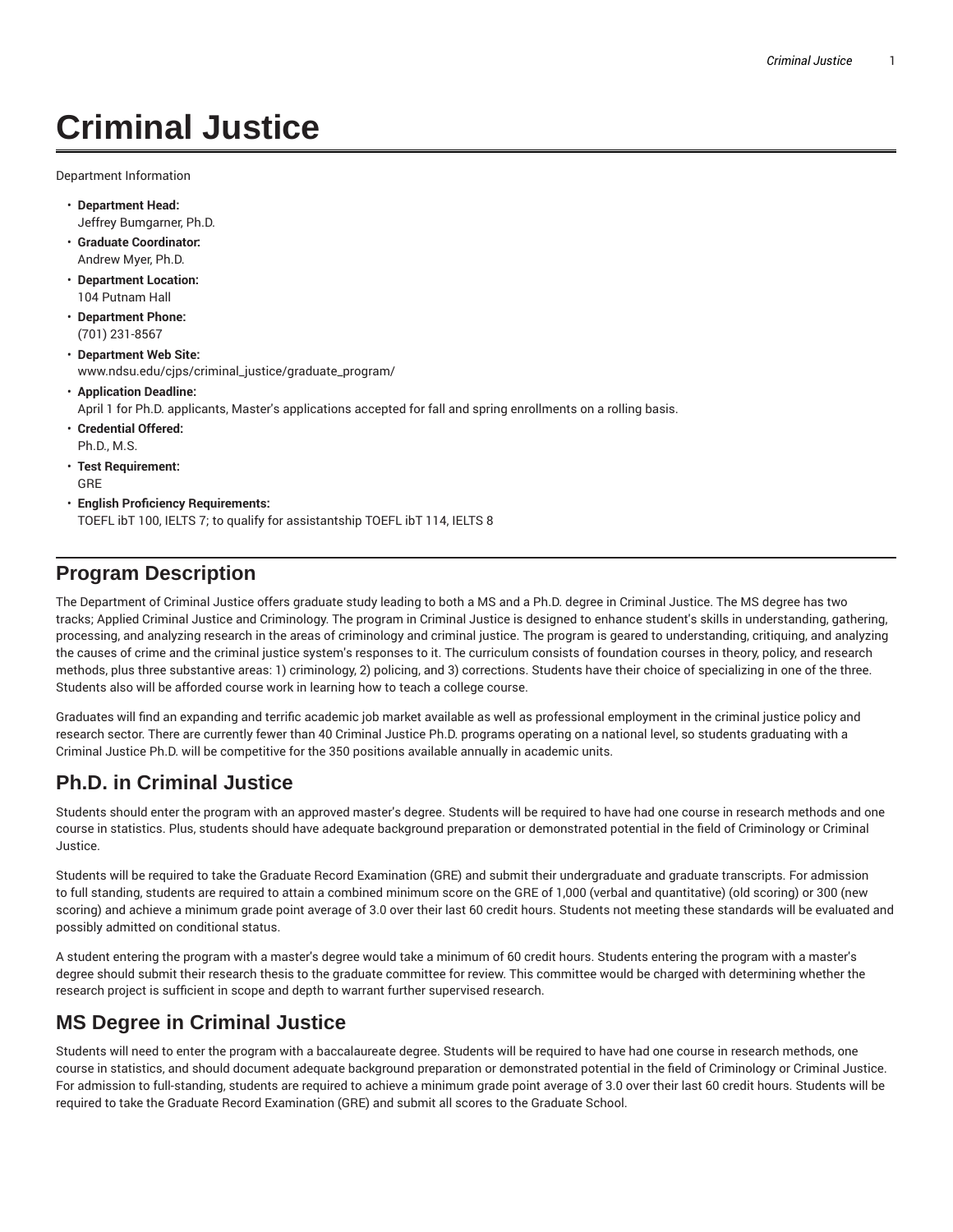# Criminal Justice

Department Information

- **Department Head:**
  Jeffrey Bumgarner, Ph.D.
- **Graduate Coordinator:**
  Andrew Myer, Ph.D.
- **Department Location:**
  104 Putnam Hall
- **Department Phone:**
  (701) 231-8567
- **Department Web Site:**
  www.ndsu.edu/cjps/criminal_justice/graduate_program/
- **Application Deadline:**
  April 1 for Ph.D. applicants, Master's applications accepted for fall and spring enrollments on a rolling basis.
- **Credential Offered:**
  Ph.D., M.S.
- **Test Requirement:**
  GRE
- **English Proficiency Requirements:**
  TOEFL ibT 100, IELTS 7; to qualify for assistantship TOEFL ibT 114, IELTS 8

## Program Description

The Department of Criminal Justice offers graduate study leading to both a MS and a Ph.D. degree in Criminal Justice. The MS degree has two tracks; Applied Criminal Justice and Criminology. The program in Criminal Justice is designed to enhance student's skills in understanding, gathering, processing, and analyzing research in the areas of criminology and criminal justice. The program is geared to understanding, critiquing, and analyzing the causes of crime and the criminal justice system's responses to it. The curriculum consists of foundation courses in theory, policy, and research methods, plus three substantive areas: 1) criminology, 2) policing, and 3) corrections. Students have their choice of specializing in one of the three. Students also will be afforded course work in learning how to teach a college course.

Graduates will find an expanding and terrific academic job market available as well as professional employment in the criminal justice policy and research sector. There are currently fewer than 40 Criminal Justice Ph.D. programs operating on a national level, so students graduating with a Criminal Justice Ph.D. will be competitive for the 350 positions available annually in academic units.

## Ph.D. in Criminal Justice

Students should enter the program with an approved master's degree. Students will be required to have had one course in research methods and one course in statistics. Plus, students should have adequate background preparation or demonstrated potential in the field of Criminology or Criminal Justice.

Students will be required to take the Graduate Record Examination (GRE) and submit their undergraduate and graduate transcripts. For admission to full standing, students are required to attain a combined minimum score on the GRE of 1,000 (verbal and quantitative) (old scoring) or 300 (new scoring) and achieve a minimum grade point average of 3.0 over their last 60 credit hours. Students not meeting these standards will be evaluated and possibly admitted on conditional status.

A student entering the program with a master's degree would take a minimum of 60 credit hours. Students entering the program with a master's degree should submit their research thesis to the graduate committee for review. This committee would be charged with determining whether the research project is sufficient in scope and depth to warrant further supervised research.

## MS Degree in Criminal Justice

Students will need to enter the program with a baccalaureate degree. Students will be required to have had one course in research methods, one course in statistics, and should document adequate background preparation or demonstrated potential in the field of Criminology or Criminal Justice. For admission to full-standing, students are required to achieve a minimum grade point average of 3.0 over their last 60 credit hours. Students will be required to take the Graduate Record Examination (GRE) and submit all scores to the Graduate School.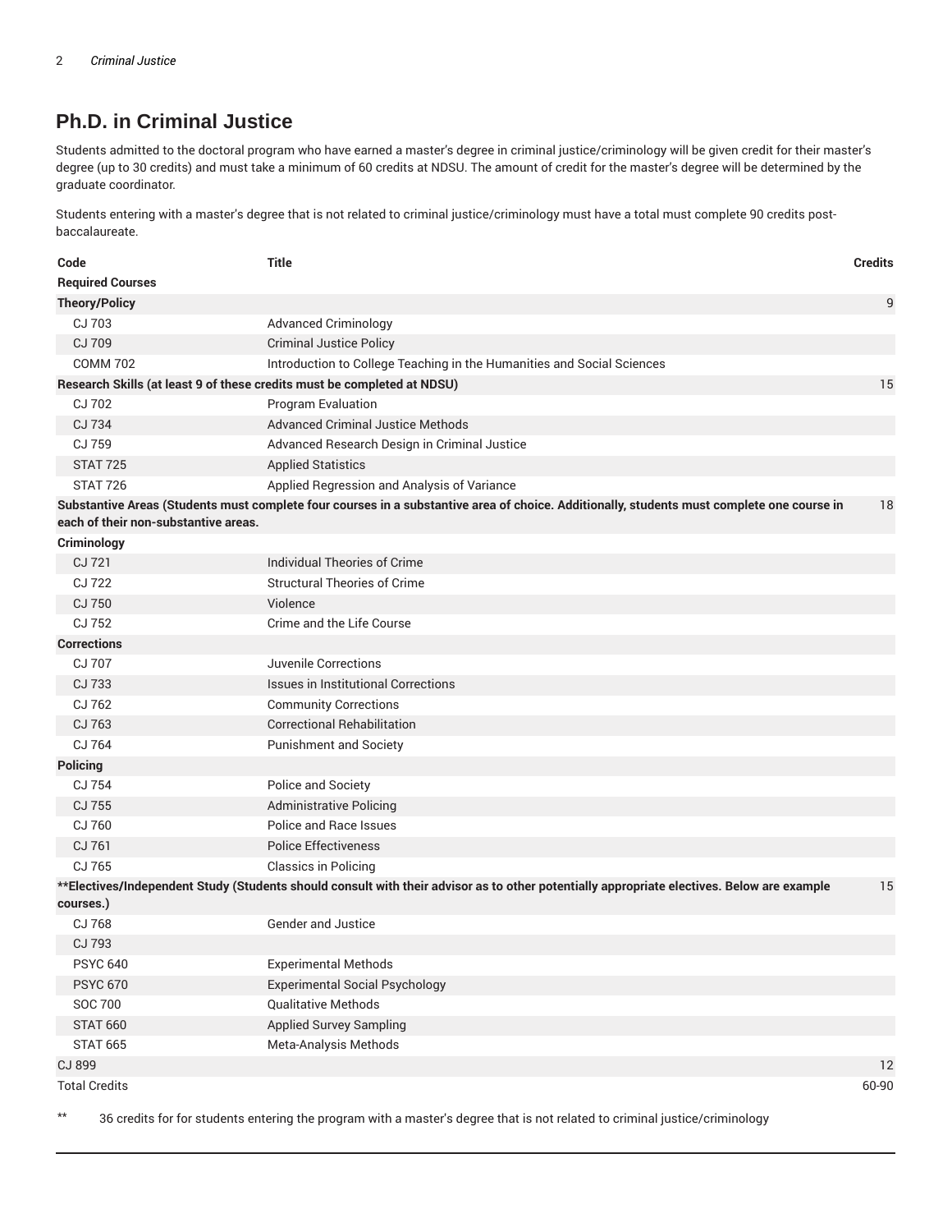## Ph.D. in Criminal Justice

Students admitted to the doctoral program who have earned a master's degree in criminal justice/criminology will be given credit for their master's degree (up to 30 credits) and must take a minimum of 60 credits at NDSU. The amount of credit for the master's degree will be determined by the graduate coordinator.

Students entering with a master's degree that is not related to criminal justice/criminology must have a total must complete 90 credits post-baccalaureate.

| Code | Title | Credits |
|---|---|---|
| **Required Courses** | | |
| **Theory/Policy** | | 9 |
| CJ 703 | Advanced Criminology | |
| CJ 709 | Criminal Justice Policy | |
| COMM 702 | Introduction to College Teaching in the Humanities and Social Sciences | |
| **Research Skills (at least 9 of these credits must be completed at NDSU)** | | 15 |
| CJ 702 | Program Evaluation | |
| CJ 734 | Advanced Criminal Justice Methods | |
| CJ 759 | Advanced Research Design in Criminal Justice | |
| STAT 725 | Applied Statistics | |
| STAT 726 | Applied Regression and Analysis of Variance | |
| **Substantive Areas (Students must complete four courses in a substantive area of choice. Additionally, students must complete one course in each of their non-substantive areas.** | | 18 |
| **Criminology** | | |
| CJ 721 | Individual Theories of Crime | |
| CJ 722 | Structural Theories of Crime | |
| CJ 750 | Violence | |
| CJ 752 | Crime and the Life Course | |
| **Corrections** | | |
| CJ 707 | Juvenile Corrections | |
| CJ 733 | Issues in Institutional Corrections | |
| CJ 762 | Community Corrections | |
| CJ 763 | Correctional Rehabilitation | |
| CJ 764 | Punishment and Society | |
| **Policing** | | |
| CJ 754 | Police and Society | |
| CJ 755 | Administrative Policing | |
| CJ 760 | Police and Race Issues | |
| CJ 761 | Police Effectiveness | |
| CJ 765 | Classics in Policing | |
| **\*\*Electives/Independent Study (Students should consult with their advisor as to other potentially appropriate electives. Below are example courses.)** | | 15 |
| CJ 768 | Gender and Justice | |
| CJ 793 | | |
| PSYC 640 | Experimental Methods | |
| PSYC 670 | Experimental Social Psychology | |
| SOC 700 | Qualitative Methods | |
| STAT 660 | Applied Survey Sampling | |
| STAT 665 | Meta-Analysis Methods | |
| CJ 899 | | 12 |
| Total Credits | | 60-90 |

** 36 credits for for students entering the program with a master's degree that is not related to criminal justice/criminology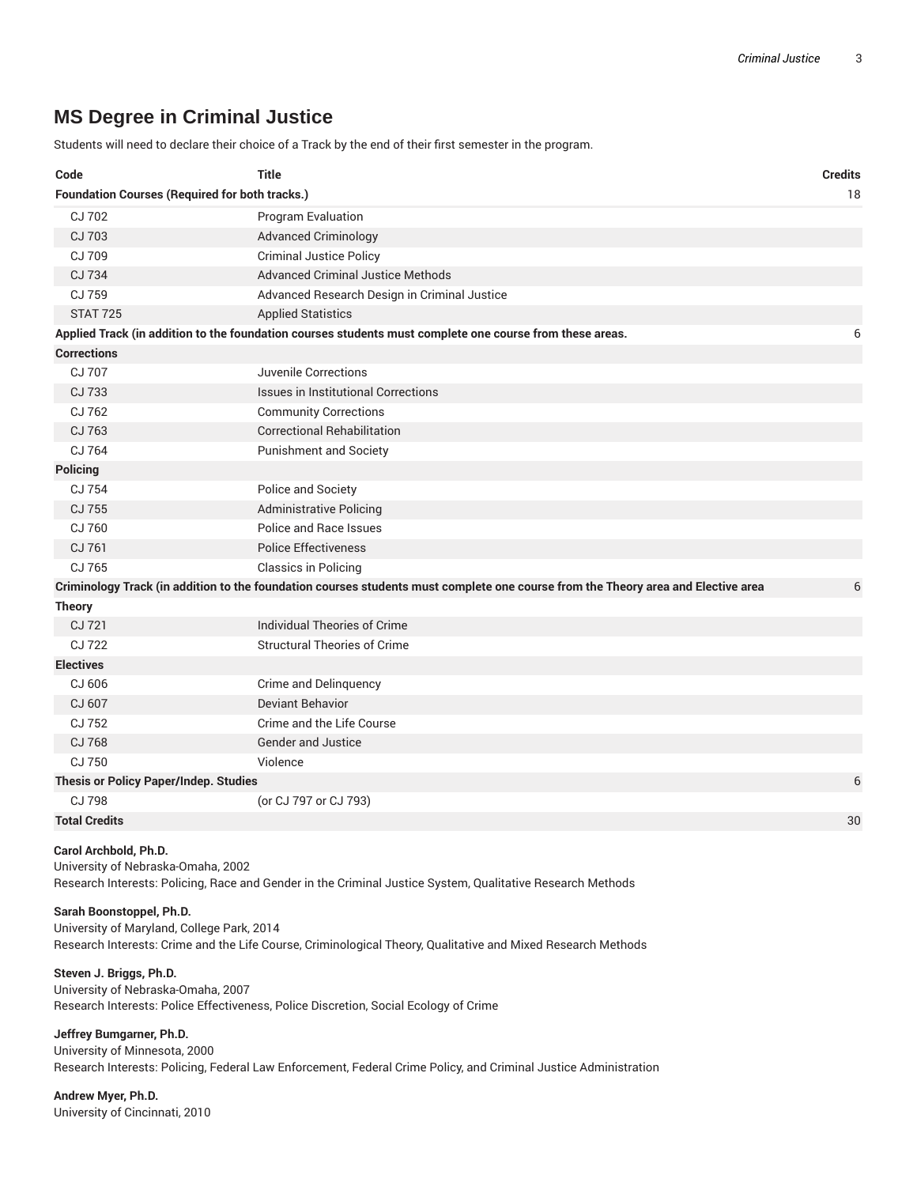## MS Degree in Criminal Justice

Students will need to declare their choice of a Track by the end of their first semester in the program.

| Code | Title | Credits |
|---|---|---|
| **Foundation Courses (Required for both tracks.)** | | 18 |
| CJ 702 | Program Evaluation | |
| CJ 703 | Advanced Criminology | |
| CJ 709 | Criminal Justice Policy | |
| CJ 734 | Advanced Criminal Justice Methods | |
| CJ 759 | Advanced Research Design in Criminal Justice | |
| STAT 725 | Applied Statistics | |
| **Applied Track (in addition to the foundation courses students must complete one course from these areas.** | | 6 |
| **Corrections** | | |
| CJ 707 | Juvenile Corrections | |
| CJ 733 | Issues in Institutional Corrections | |
| CJ 762 | Community Corrections | |
| CJ 763 | Correctional Rehabilitation | |
| CJ 764 | Punishment and Society | |
| **Policing** | | |
| CJ 754 | Police and Society | |
| CJ 755 | Administrative Policing | |
| CJ 760 | Police and Race Issues | |
| CJ 761 | Police Effectiveness | |
| CJ 765 | Classics in Policing | |
| **Criminology Track (in addition to the foundation courses students must complete one course from the Theory area and Elective area** | | 6 |
| **Theory** | | |
| CJ 721 | Individual Theories of Crime | |
| CJ 722 | Structural Theories of Crime | |
| **Electives** | | |
| CJ 606 | Crime and Delinquency | |
| CJ 607 | Deviant Behavior | |
| CJ 752 | Crime and the Life Course | |
| CJ 768 | Gender and Justice | |
| CJ 750 | Violence | |
| **Thesis or Policy Paper/Indep. Studies** | | 6 |
| CJ 798 | (or CJ 797 or CJ 793) | |
| **Total Credits** | | 30 |

**Carol Archbold, Ph.D.**
University of Nebraska-Omaha, 2002
Research Interests: Policing, Race and Gender in the Criminal Justice System, Qualitative Research Methods

**Sarah Boonstoppel, Ph.D.**
University of Maryland, College Park, 2014
Research Interests: Crime and the Life Course, Criminological Theory, Qualitative and Mixed Research Methods

**Steven J. Briggs, Ph.D.**
University of Nebraska-Omaha, 2007
Research Interests: Police Effectiveness, Police Discretion, Social Ecology of Crime

**Jeffrey Bumgarner, Ph.D.**
University of Minnesota, 2000
Research Interests: Policing, Federal Law Enforcement, Federal Crime Policy, and Criminal Justice Administration

**Andrew Myer, Ph.D.**
University of Cincinnati, 2010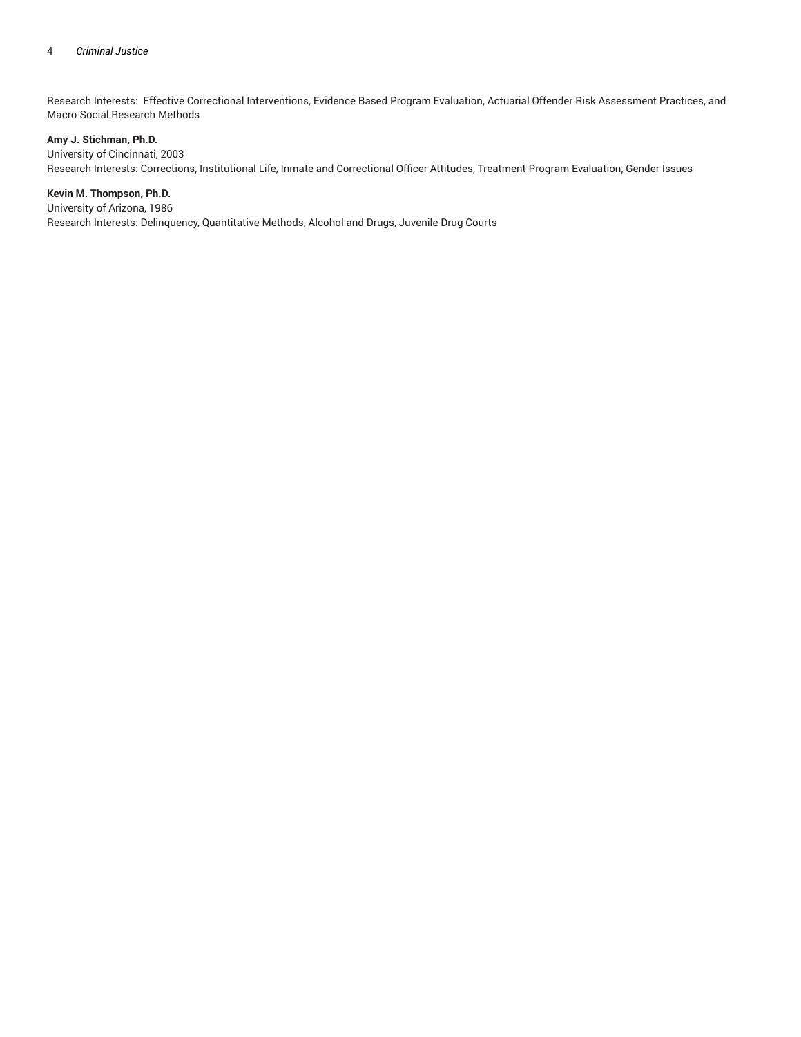Research Interests: Effective Correctional Interventions, Evidence Based Program Evaluation, Actuarial Offender Risk Assessment Practices, and Macro-Social Research Methods

**Amy J. Stichman, Ph.D.**
University of Cincinnati, 2003
Research Interests: Corrections, Institutional Life, Inmate and Correctional Officer Attitudes, Treatment Program Evaluation, Gender Issues

**Kevin M. Thompson, Ph.D.**
University of Arizona, 1986
Research Interests: Delinquency, Quantitative Methods, Alcohol and Drugs, Juvenile Drug Courts